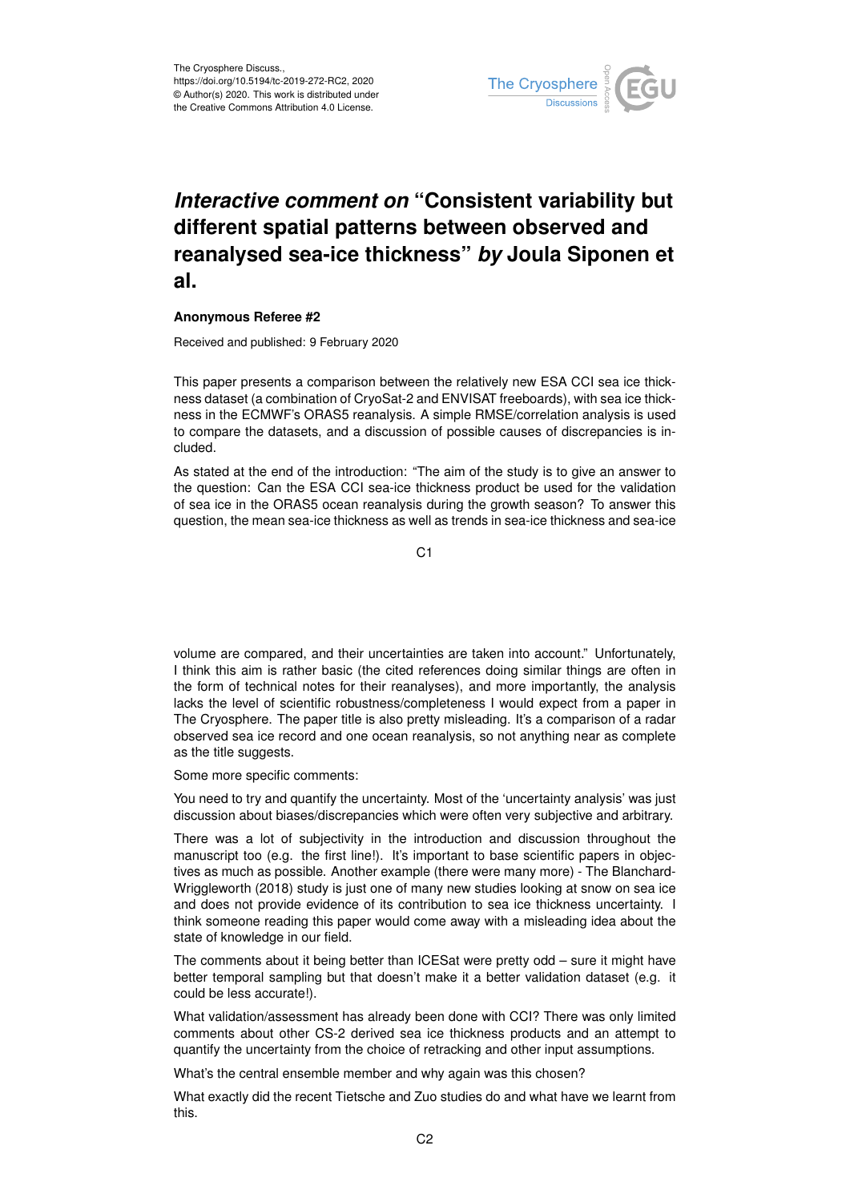The Cryosphere Discuss.,
https://doi.org/10.5194/tc-2019-272-RC2, 2020
© Author(s) 2020. This work is distributed under
the Creative Commons Attribution 4.0 License.

# *Interactive comment on* "Consistent variability but different spatial patterns between observed and reanalysed sea-ice thickness" *by* Joula Siponen et al.

**Anonymous Referee #2**

Received and published: 9 February 2020

This paper presents a comparison between the relatively new ESA CCI sea ice thickness dataset (a combination of CryoSat-2 and ENVISAT freeboards), with sea ice thickness in the ECMWF's ORAS5 reanalysis. A simple RMSE/correlation analysis is used to compare the datasets, and a discussion of possible causes of discrepancies is included.

As stated at the end of the introduction: "The aim of the study is to give an answer to the question: Can the ESA CCI sea-ice thickness product be used for the validation of sea ice in the ORAS5 ocean reanalysis during the growth season? To answer this question, the mean sea-ice thickness as well as trends in sea-ice thickness and sea-ice volume are compared, and their uncertainties are taken into account." Unfortunately, I think this aim is rather basic (the cited references doing similar things are often in the form of technical notes for their reanalyses), and more importantly, the analysis lacks the level of scientific robustness/completeness I would expect from a paper in The Cryosphere. The paper title is also pretty misleading. It's a comparison of a radar observed sea ice record and one ocean reanalysis, so not anything near as complete as the title suggests.

Some more specific comments:

You need to try and quantify the uncertainty. Most of the 'uncertainty analysis' was just discussion about biases/discrepancies which were often very subjective and arbitrary.

There was a lot of subjectivity in the introduction and discussion throughout the manuscript too (e.g. the first line!). It's important to base scientific papers in objectives as much as possible. Another example (there were many more) - The Blanchard-Wrigglesworth (2018) study is just one of many new studies looking at snow on sea ice and does not provide evidence of its contribution to sea ice thickness uncertainty. I think someone reading this paper would come away with a misleading idea about the state of knowledge in our field.

The comments about it being better than ICESat were pretty odd – sure it might have better temporal sampling but that doesn't make it a better validation dataset (e.g. it could be less accurate!).

What validation/assessment has already been done with CCI? There was only limited comments about other CS-2 derived sea ice thickness products and an attempt to quantify the uncertainty from the choice of retracking and other input assumptions.

What's the central ensemble member and why again was this chosen?

What exactly did the recent Tietsche and Zuo studies do and what have we learnt from this.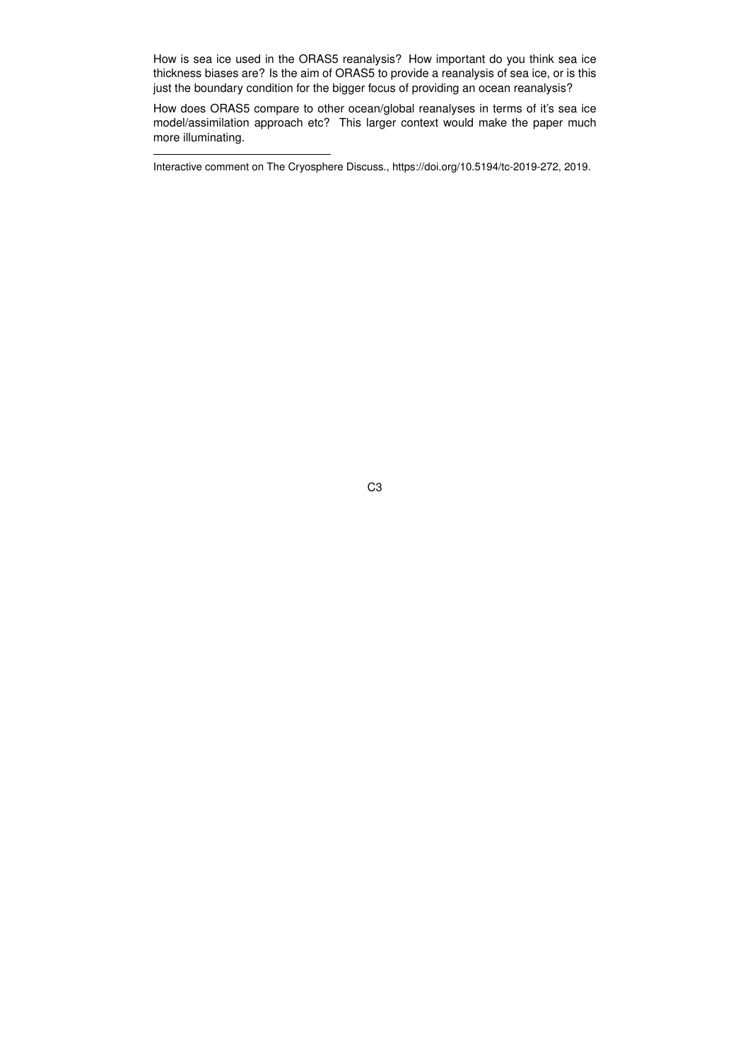How is sea ice used in the ORAS5 reanalysis? How important do you think sea ice thickness biases are? Is the aim of ORAS5 to provide a reanalysis of sea ice, or is this just the boundary condition for the bigger focus of providing an ocean reanalysis?

How does ORAS5 compare to other ocean/global reanalyses in terms of it's sea ice model/assimilation approach etc? This larger context would make the paper much more illuminating.

---

Interactive comment on The Cryosphere Discuss., https://doi.org/10.5194/tc-2019-272, 2019.